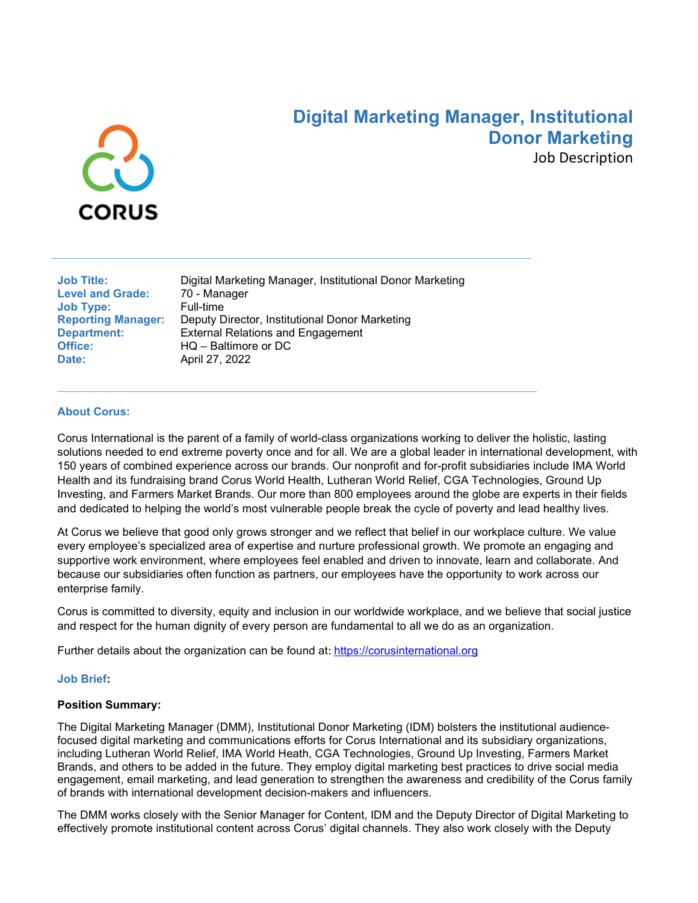# Digital Marketing Manager, Institutional Donor Marketing

Job Description

| | |
|---|---|
| **Job Title:** | Digital Marketing Manager, Institutional Donor Marketing |
| **Level and Grade:** | 70 - Manager |
| **Job Type:** | Full-time |
| **Reporting Manager:** | Deputy Director, Institutional Donor Marketing |
| **Department:** | External Relations and Engagement |
| **Office:** | HQ – Baltimore or DC |
| **Date:** | April 27, 2022 |

### About Corus:

Corus International is the parent of a family of world-class organizations working to deliver the holistic, lasting solutions needed to end extreme poverty once and for all. We are a global leader in international development, with 150 years of combined experience across our brands. Our nonprofit and for-profit subsidiaries include IMA World Health and its fundraising brand Corus World Health, Lutheran World Relief, CGA Technologies, Ground Up Investing, and Farmers Market Brands. Our more than 800 employees around the globe are experts in their fields and dedicated to helping the world's most vulnerable people break the cycle of poverty and lead healthy lives.

At Corus we believe that good only grows stronger and we reflect that belief in our workplace culture. We value every employee's specialized area of expertise and nurture professional growth. We promote an engaging and supportive work environment, where employees feel enabled and driven to innovate, learn and collaborate. And because our subsidiaries often function as partners, our employees have the opportunity to work across our enterprise family.

Corus is committed to diversity, equity and inclusion in our worldwide workplace, and we believe that social justice and respect for the human dignity of every person are fundamental to all we do as an organization.

Further details about the organization can be found at: https://corusinternational.org

### Job Brief:

**Position Summary:**

The Digital Marketing Manager (DMM), Institutional Donor Marketing (IDM) bolsters the institutional audience-focused digital marketing and communications efforts for Corus International and its subsidiary organizations, including Lutheran World Relief, IMA World Heath, CGA Technologies, Ground Up Investing, Farmers Market Brands, and others to be added in the future. They employ digital marketing best practices to drive social media engagement, email marketing, and lead generation to strengthen the awareness and credibility of the Corus family of brands with international development decision-makers and influencers.

The DMM works closely with the Senior Manager for Content, IDM and the Deputy Director of Digital Marketing to effectively promote institutional content across Corus' digital channels. They also work closely with the Deputy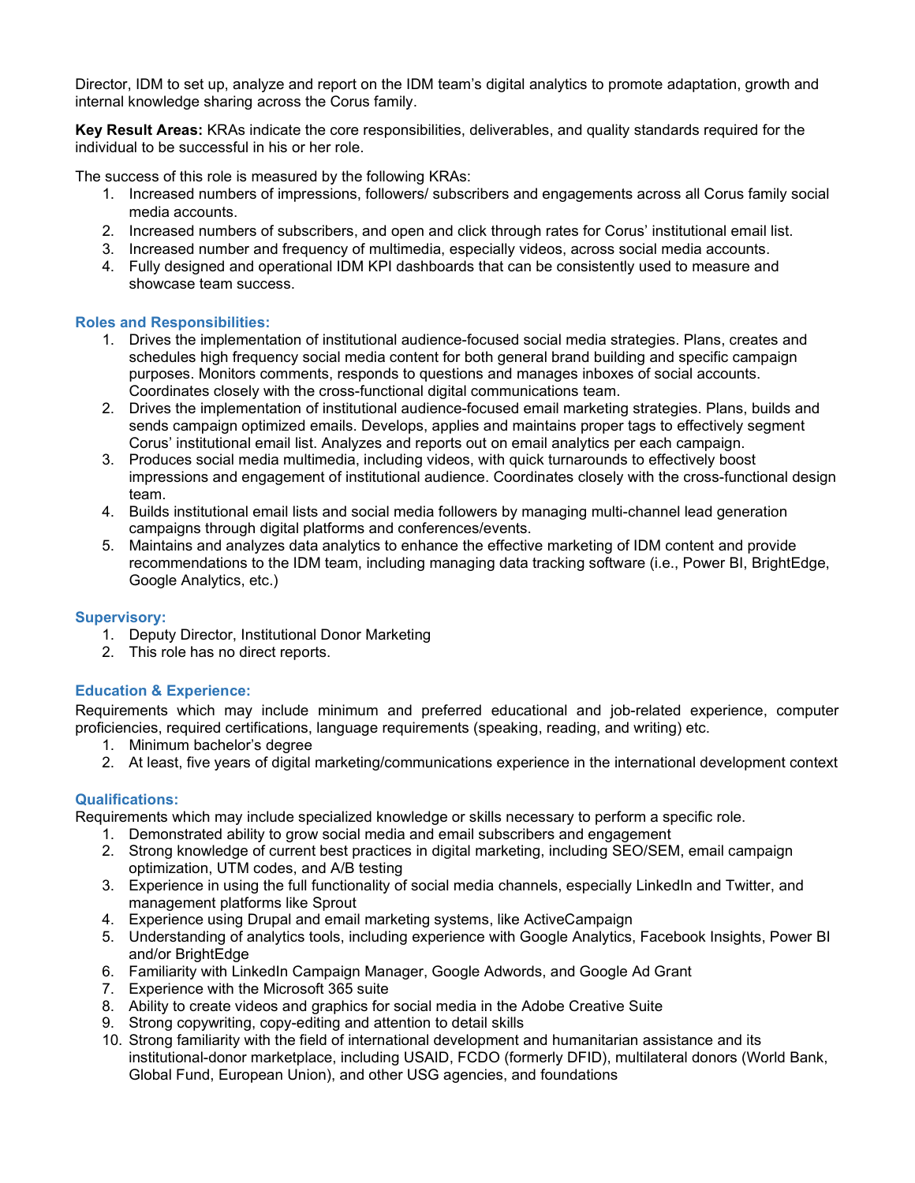Director, IDM to set up, analyze and report on the IDM team's digital analytics to promote adaptation, growth and internal knowledge sharing across the Corus family.

**Key Result Areas:** KRAs indicate the core responsibilities, deliverables, and quality standards required for the individual to be successful in his or her role.

The success of this role is measured by the following KRAs:

1. Increased numbers of impressions, followers/ subscribers and engagements across all Corus family social media accounts.
2. Increased numbers of subscribers, and open and click through rates for Corus' institutional email list.
3. Increased number and frequency of multimedia, especially videos, across social media accounts.
4. Fully designed and operational IDM KPI dashboards that can be consistently used to measure and showcase team success.

### Roles and Responsibilities:

1. Drives the implementation of institutional audience-focused social media strategies. Plans, creates and schedules high frequency social media content for both general brand building and specific campaign purposes. Monitors comments, responds to questions and manages inboxes of social accounts. Coordinates closely with the cross-functional digital communications team.
2. Drives the implementation of institutional audience-focused email marketing strategies. Plans, builds and sends campaign optimized emails. Develops, applies and maintains proper tags to effectively segment Corus' institutional email list. Analyzes and reports out on email analytics per each campaign.
3. Produces social media multimedia, including videos, with quick turnarounds to effectively boost impressions and engagement of institutional audience. Coordinates closely with the cross-functional design team.
4. Builds institutional email lists and social media followers by managing multi-channel lead generation campaigns through digital platforms and conferences/events.
5. Maintains and analyzes data analytics to enhance the effective marketing of IDM content and provide recommendations to the IDM team, including managing data tracking software (i.e., Power BI, BrightEdge, Google Analytics, etc.)

### Supervisory:

1. Deputy Director, Institutional Donor Marketing
2. This role has no direct reports.

### Education & Experience:

Requirements which may include minimum and preferred educational and job-related experience, computer proficiencies, required certifications, language requirements (speaking, reading, and writing) etc.

1. Minimum bachelor's degree
2. At least, five years of digital marketing/communications experience in the international development context

### Qualifications:

Requirements which may include specialized knowledge or skills necessary to perform a specific role.

1. Demonstrated ability to grow social media and email subscribers and engagement
2. Strong knowledge of current best practices in digital marketing, including SEO/SEM, email campaign optimization, UTM codes, and A/B testing
3. Experience in using the full functionality of social media channels, especially LinkedIn and Twitter, and management platforms like Sprout
4. Experience using Drupal and email marketing systems, like ActiveCampaign
5. Understanding of analytics tools, including experience with Google Analytics, Facebook Insights, Power BI and/or BrightEdge
6. Familiarity with LinkedIn Campaign Manager, Google Adwords, and Google Ad Grant
7. Experience with the Microsoft 365 suite
8. Ability to create videos and graphics for social media in the Adobe Creative Suite
9. Strong copywriting, copy-editing and attention to detail skills
10. Strong familiarity with the field of international development and humanitarian assistance and its institutional-donor marketplace, including USAID, FCDO (formerly DFID), multilateral donors (World Bank, Global Fund, European Union), and other USG agencies, and foundations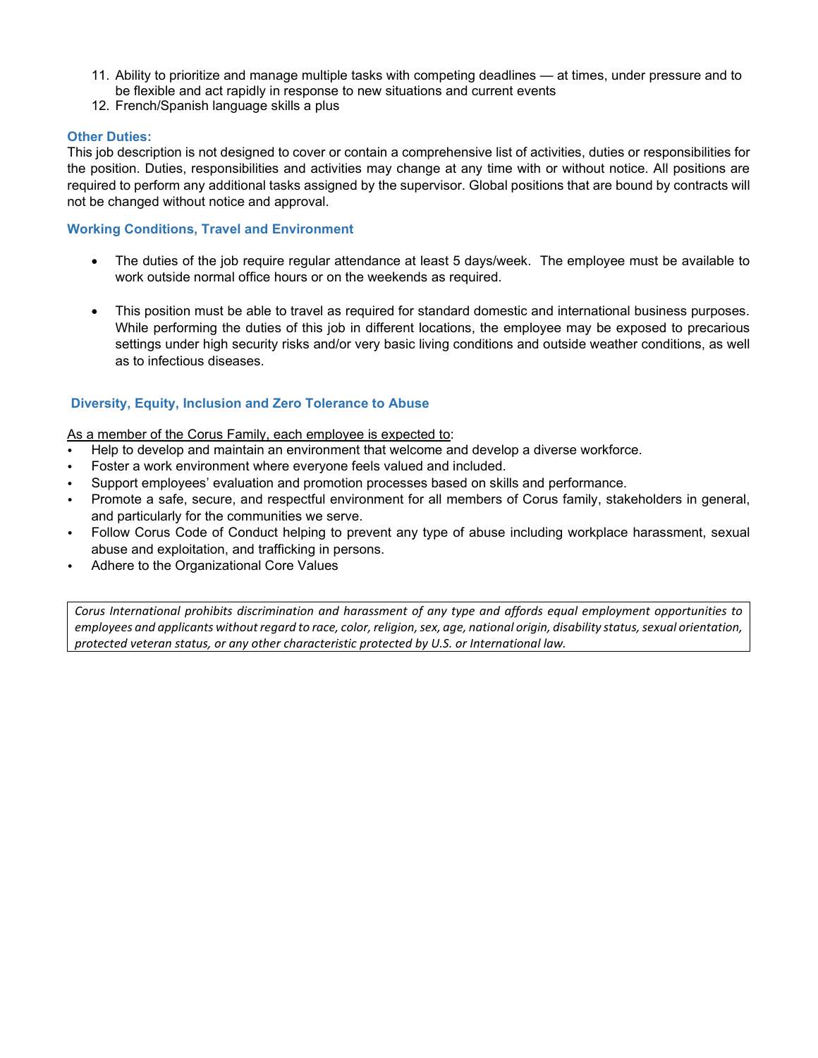11. Ability to prioritize and manage multiple tasks with competing deadlines — at times, under pressure and to be flexible and act rapidly in response to new situations and current events
12. French/Spanish language skills a plus

### Other Duties:

This job description is not designed to cover or contain a comprehensive list of activities, duties or responsibilities for the position. Duties, responsibilities and activities may change at any time with or without notice. All positions are required to perform any additional tasks assigned by the supervisor. Global positions that are bound by contracts will not be changed without notice and approval.

### Working Conditions, Travel and Environment

- The duties of the job require regular attendance at least 5 days/week. The employee must be available to work outside normal office hours or on the weekends as required.

- This position must be able to travel as required for standard domestic and international business purposes. While performing the duties of this job in different locations, the employee may be exposed to precarious settings under high security risks and/or very basic living conditions and outside weather conditions, as well as to infectious diseases.

### Diversity, Equity, Inclusion and Zero Tolerance to Abuse

<u>As a member of the Corus Family, each employee is expected to</u>:

- Help to develop and maintain an environment that welcome and develop a diverse workforce.
- Foster a work environment where everyone feels valued and included.
- Support employees' evaluation and promotion processes based on skills and performance.
- Promote a safe, secure, and respectful environment for all members of Corus family, stakeholders in general, and particularly for the communities we serve.
- Follow Corus Code of Conduct helping to prevent any type of abuse including workplace harassment, sexual abuse and exploitation, and trafficking in persons.
- Adhere to the Organizational Core Values

*Corus International prohibits discrimination and harassment of any type and affords equal employment opportunities to employees and applicants without regard to race, color, religion, sex, age, national origin, disability status, sexual orientation, protected veteran status, or any other characteristic protected by U.S. or International law.*